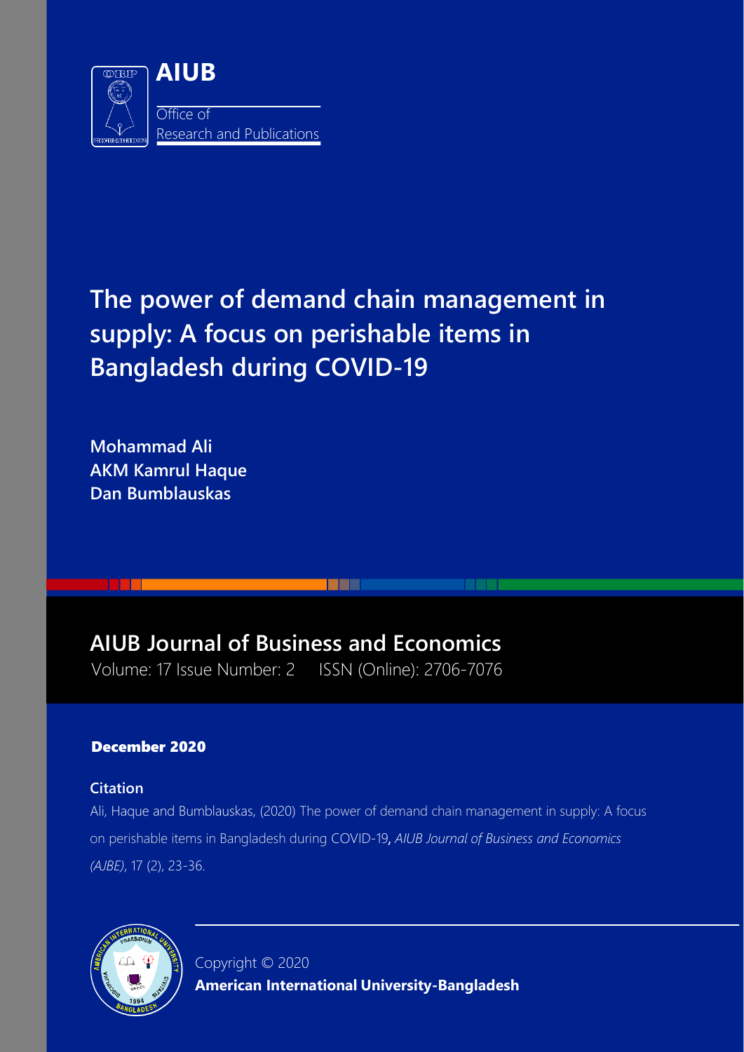**AIUB**

Office of
Research and Publications

# The power of demand chain management in supply: A focus on perishable items in Bangladesh during COVID-19

**Mohammad Ali**
**AKM Kamrul Haque**
**Dan Bumblauskas**

## AIUB Journal of Business and Economics

Volume: 17 Issue Number: 2 ISSN (Online): 2706-7076

**December 2020**

**Citation**

Ali, Haque and Bumblauskas, (2020) The power of demand chain management in supply: A focus on perishable items in Bangladesh during COVID-19, *AIUB Journal of Business and Economics (AJBE)*, 17 (2), 23-36.

Copyright © 2020
**American International University-Bangladesh**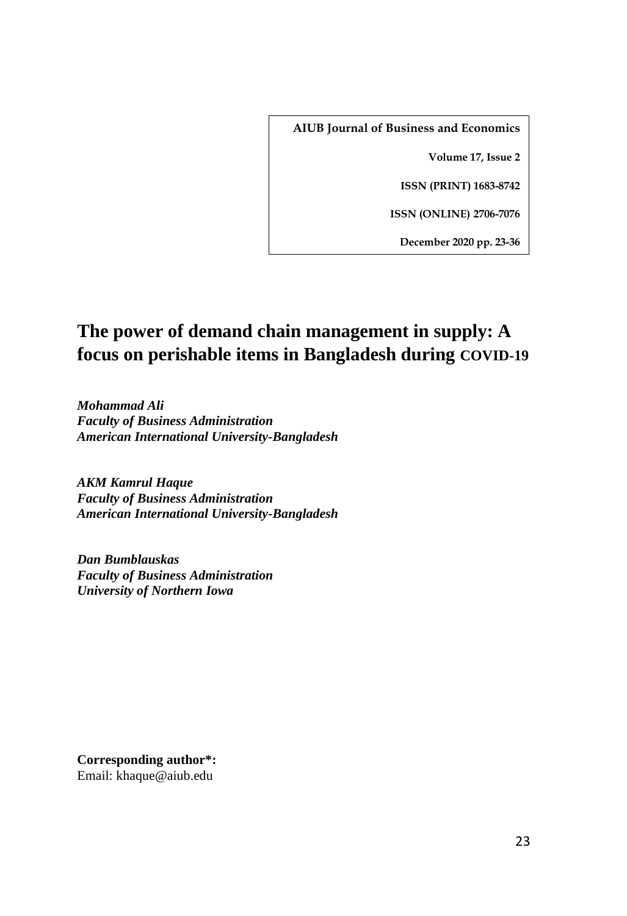**AIUB Journal of Business and Economics**

**Volume 17, Issue 2**

**ISSN (PRINT) 1683-8742**

**ISSN (ONLINE) 2706-7076**

**December 2020 pp. 23-36**

# The power of demand chain management in supply: A focus on perishable items in Bangladesh during COVID-19

***Mohammad Ali***
***Faculty of Business Administration***
***American International University-Bangladesh***

***AKM Kamrul Haque***
***Faculty of Business Administration***
***American International University-Bangladesh***

***Dan Bumblauskas***
***Faculty of Business Administration***
***University of Northern Iowa***

**Corresponding author*:**
Email: khaque@aiub.edu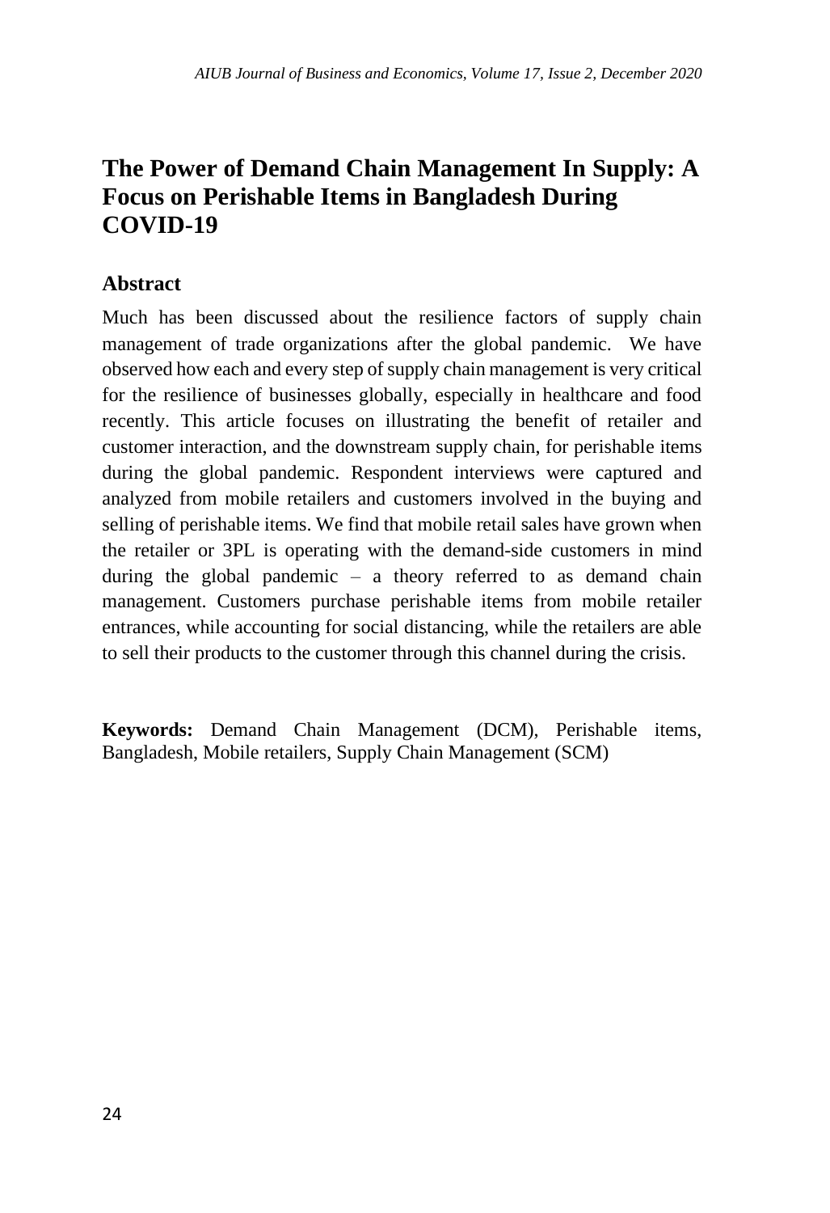# The Power of Demand Chain Management In Supply: A Focus on Perishable Items in Bangladesh During COVID-19

## Abstract

Much has been discussed about the resilience factors of supply chain management of trade organizations after the global pandemic. We have observed how each and every step of supply chain management is very critical for the resilience of businesses globally, especially in healthcare and food recently. This article focuses on illustrating the benefit of retailer and customer interaction, and the downstream supply chain, for perishable items during the global pandemic. Respondent interviews were captured and analyzed from mobile retailers and customers involved in the buying and selling of perishable items. We find that mobile retail sales have grown when the retailer or 3PL is operating with the demand-side customers in mind during the global pandemic – a theory referred to as demand chain management. Customers purchase perishable items from mobile retailer entrances, while accounting for social distancing, while the retailers are able to sell their products to the customer through this channel during the crisis.

**Keywords:** Demand Chain Management (DCM), Perishable items, Bangladesh, Mobile retailers, Supply Chain Management (SCM)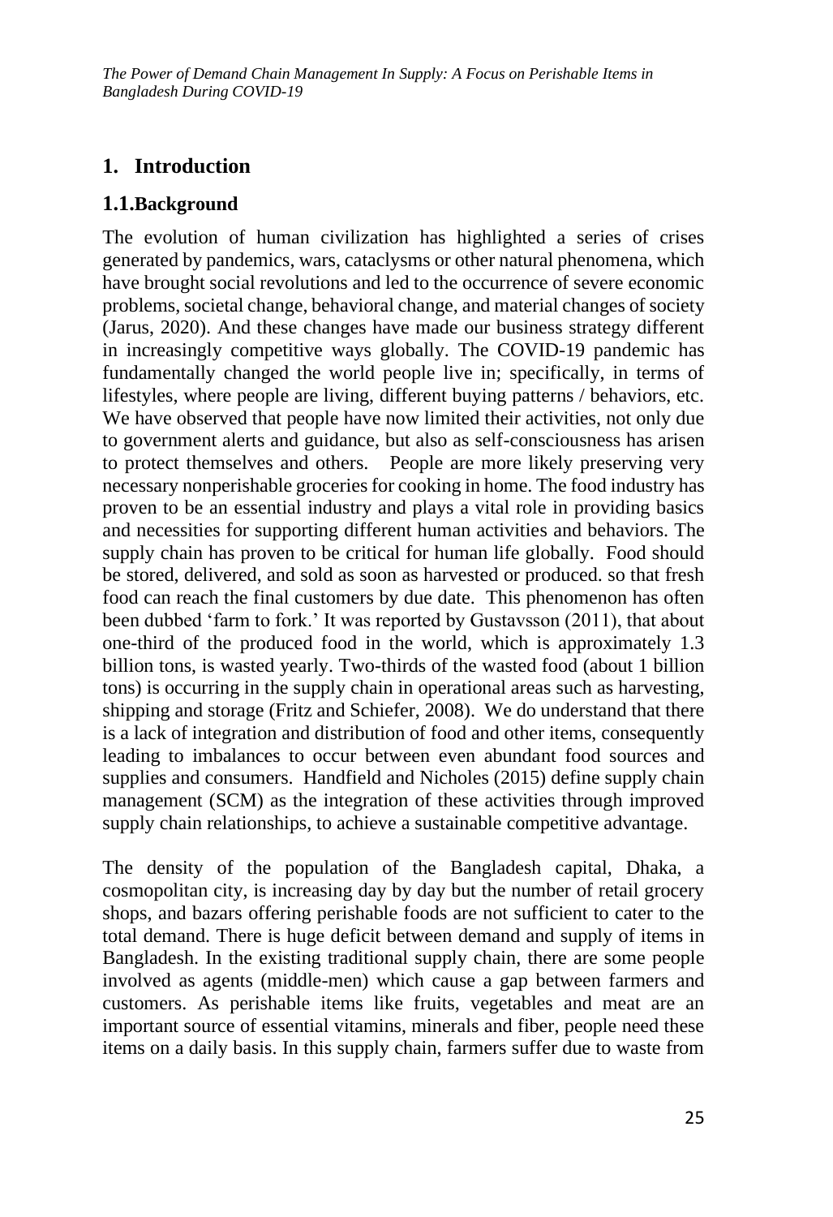# 1. Introduction

## 1.1.Background

The evolution of human civilization has highlighted a series of crises generated by pandemics, wars, cataclysms or other natural phenomena, which have brought social revolutions and led to the occurrence of severe economic problems, societal change, behavioral change, and material changes of society (Jarus, 2020). And these changes have made our business strategy different in increasingly competitive ways globally. The COVID-19 pandemic has fundamentally changed the world people live in; specifically, in terms of lifestyles, where people are living, different buying patterns / behaviors, etc. We have observed that people have now limited their activities, not only due to government alerts and guidance, but also as self-consciousness has arisen to protect themselves and others. People are more likely preserving very necessary nonperishable groceries for cooking in home. The food industry has proven to be an essential industry and plays a vital role in providing basics and necessities for supporting different human activities and behaviors. The supply chain has proven to be critical for human life globally. Food should be stored, delivered, and sold as soon as harvested or produced. so that fresh food can reach the final customers by due date. This phenomenon has often been dubbed 'farm to fork.' It was reported by Gustavsson (2011), that about one-third of the produced food in the world, which is approximately 1.3 billion tons, is wasted yearly. Two-thirds of the wasted food (about 1 billion tons) is occurring in the supply chain in operational areas such as harvesting, shipping and storage (Fritz and Schiefer, 2008). We do understand that there is a lack of integration and distribution of food and other items, consequently leading to imbalances to occur between even abundant food sources and supplies and consumers. Handfield and Nicholes (2015) define supply chain management (SCM) as the integration of these activities through improved supply chain relationships, to achieve a sustainable competitive advantage.

The density of the population of the Bangladesh capital, Dhaka, a cosmopolitan city, is increasing day by day but the number of retail grocery shops, and bazars offering perishable foods are not sufficient to cater to the total demand. There is huge deficit between demand and supply of items in Bangladesh. In the existing traditional supply chain, there are some people involved as agents (middle-men) which cause a gap between farmers and customers. As perishable items like fruits, vegetables and meat are an important source of essential vitamins, minerals and fiber, people need these items on a daily basis. In this supply chain, farmers suffer due to waste from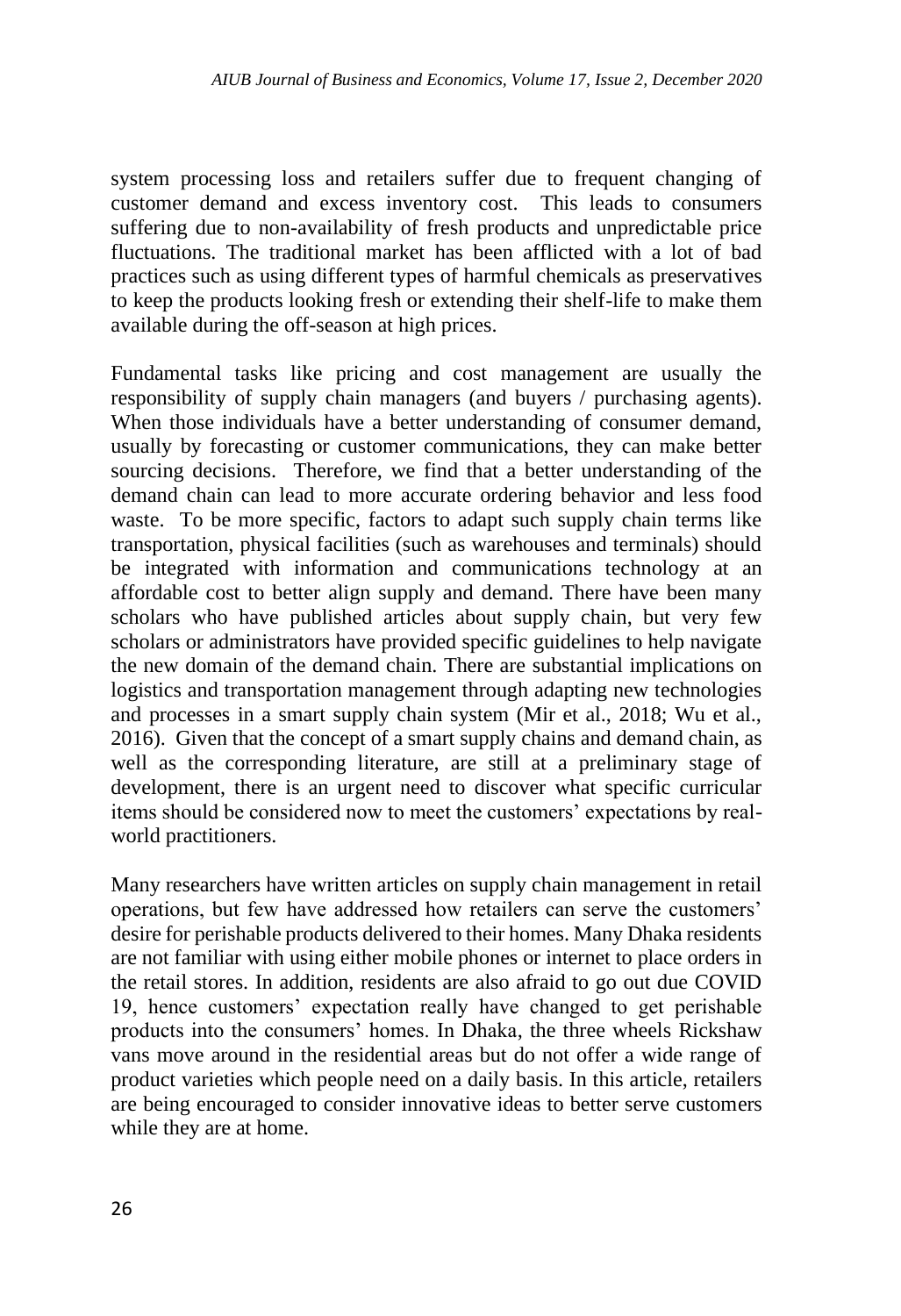system processing loss and retailers suffer due to frequent changing of customer demand and excess inventory cost. This leads to consumers suffering due to non-availability of fresh products and unpredictable price fluctuations. The traditional market has been afflicted with a lot of bad practices such as using different types of harmful chemicals as preservatives to keep the products looking fresh or extending their shelf-life to make them available during the off-season at high prices.

Fundamental tasks like pricing and cost management are usually the responsibility of supply chain managers (and buyers / purchasing agents). When those individuals have a better understanding of consumer demand, usually by forecasting or customer communications, they can make better sourcing decisions. Therefore, we find that a better understanding of the demand chain can lead to more accurate ordering behavior and less food waste. To be more specific, factors to adapt such supply chain terms like transportation, physical facilities (such as warehouses and terminals) should be integrated with information and communications technology at an affordable cost to better align supply and demand. There have been many scholars who have published articles about supply chain, but very few scholars or administrators have provided specific guidelines to help navigate the new domain of the demand chain. There are substantial implications on logistics and transportation management through adapting new technologies and processes in a smart supply chain system (Mir et al., 2018; Wu et al., 2016). Given that the concept of a smart supply chains and demand chain, as well as the corresponding literature, are still at a preliminary stage of development, there is an urgent need to discover what specific curricular items should be considered now to meet the customers' expectations by real-world practitioners.

Many researchers have written articles on supply chain management in retail operations, but few have addressed how retailers can serve the customers' desire for perishable products delivered to their homes. Many Dhaka residents are not familiar with using either mobile phones or internet to place orders in the retail stores. In addition, residents are also afraid to go out due COVID 19, hence customers' expectation really have changed to get perishable products into the consumers' homes. In Dhaka, the three wheels Rickshaw vans move around in the residential areas but do not offer a wide range of product varieties which people need on a daily basis. In this article, retailers are being encouraged to consider innovative ideas to better serve customers while they are at home.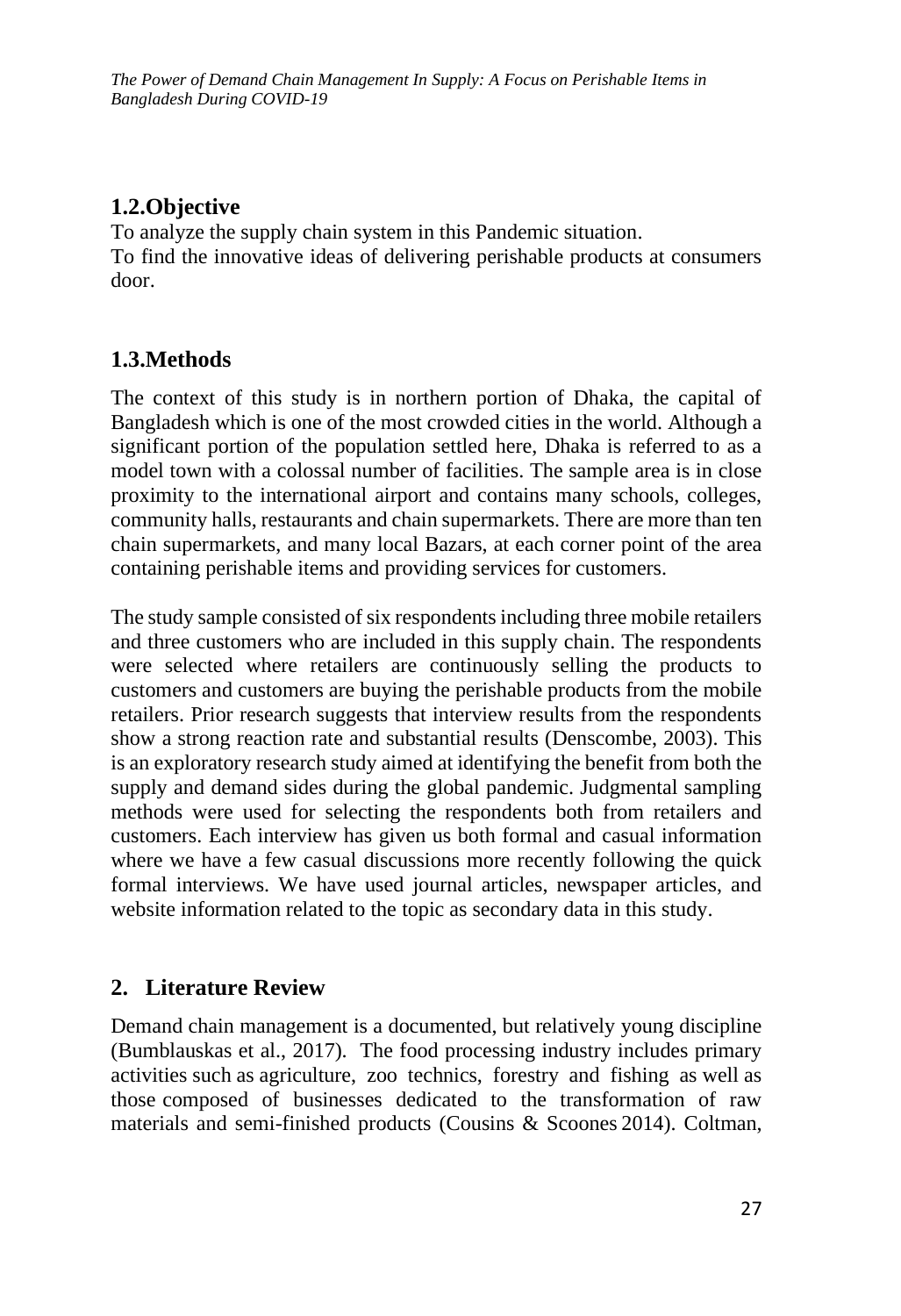## 1.2.Objective

To analyze the supply chain system in this Pandemic situation.
To find the innovative ideas of delivering perishable products at consumers door.

## 1.3.Methods

The context of this study is in northern portion of Dhaka, the capital of Bangladesh which is one of the most crowded cities in the world. Although a significant portion of the population settled here, Dhaka is referred to as a model town with a colossal number of facilities. The sample area is in close proximity to the international airport and contains many schools, colleges, community halls, restaurants and chain supermarkets. There are more than ten chain supermarkets, and many local Bazars, at each corner point of the area containing perishable items and providing services for customers.

The study sample consisted of six respondents including three mobile retailers and three customers who are included in this supply chain. The respondents were selected where retailers are continuously selling the products to customers and customers are buying the perishable products from the mobile retailers. Prior research suggests that interview results from the respondents show a strong reaction rate and substantial results (Denscombe, 2003). This is an exploratory research study aimed at identifying the benefit from both the supply and demand sides during the global pandemic. Judgmental sampling methods were used for selecting the respondents both from retailers and customers. Each interview has given us both formal and casual information where we have a few casual discussions more recently following the quick formal interviews. We have used journal articles, newspaper articles, and website information related to the topic as secondary data in this study.

# 2. Literature Review

Demand chain management is a documented, but relatively young discipline (Bumblauskas et al., 2017). The food processing industry includes primary activities such as agriculture, zoo technics, forestry and fishing as well as those composed of businesses dedicated to the transformation of raw materials and semi-finished products (Cousins & Scoones 2014). Coltman,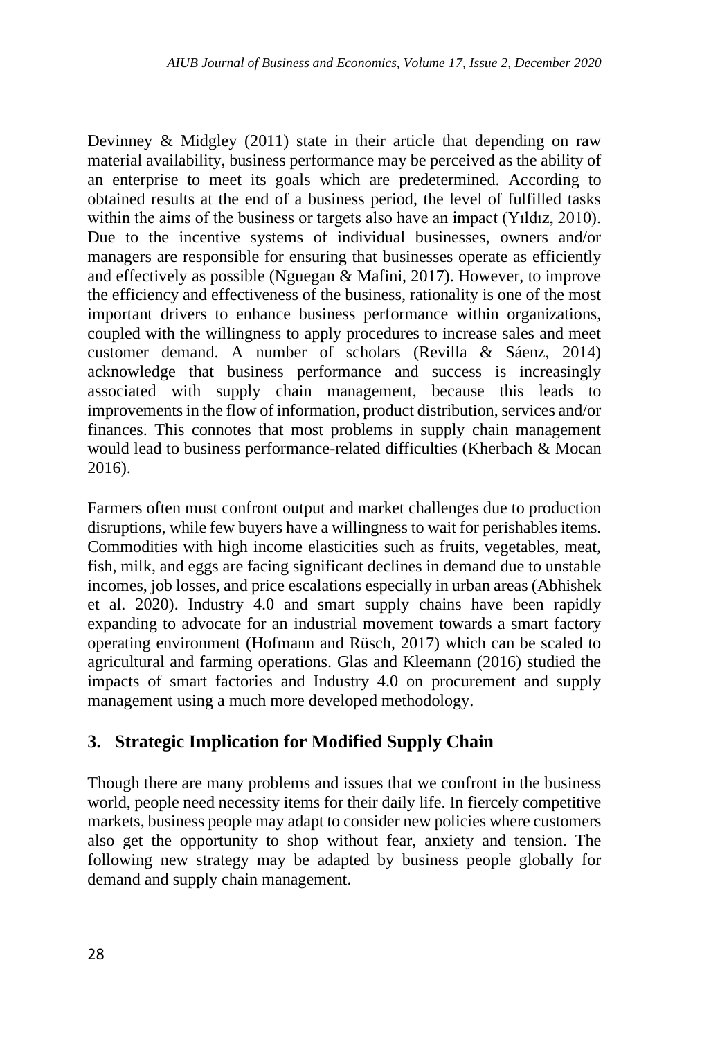Devinney & Midgley (2011) state in their article that depending on raw material availability, business performance may be perceived as the ability of an enterprise to meet its goals which are predetermined. According to obtained results at the end of a business period, the level of fulfilled tasks within the aims of the business or targets also have an impact (Yıldız, 2010). Due to the incentive systems of individual businesses, owners and/or managers are responsible for ensuring that businesses operate as efficiently and effectively as possible (Nguegan & Mafini, 2017). However, to improve the efficiency and effectiveness of the business, rationality is one of the most important drivers to enhance business performance within organizations, coupled with the willingness to apply procedures to increase sales and meet customer demand. A number of scholars (Revilla & Sáenz, 2014) acknowledge that business performance and success is increasingly associated with supply chain management, because this leads to improvements in the flow of information, product distribution, services and/or finances. This connotes that most problems in supply chain management would lead to business performance-related difficulties (Kherbach & Mocan 2016).

Farmers often must confront output and market challenges due to production disruptions, while few buyers have a willingness to wait for perishables items. Commodities with high income elasticities such as fruits, vegetables, meat, fish, milk, and eggs are facing significant declines in demand due to unstable incomes, job losses, and price escalations especially in urban areas (Abhishek et al. 2020). Industry 4.0 and smart supply chains have been rapidly expanding to advocate for an industrial movement towards a smart factory operating environment (Hofmann and Rüsch, 2017) which can be scaled to agricultural and farming operations. Glas and Kleemann (2016) studied the impacts of smart factories and Industry 4.0 on procurement and supply management using a much more developed methodology.

## 3. Strategic Implication for Modified Supply Chain

Though there are many problems and issues that we confront in the business world, people need necessity items for their daily life. In fiercely competitive markets, business people may adapt to consider new policies where customers also get the opportunity to shop without fear, anxiety and tension. The following new strategy may be adapted by business people globally for demand and supply chain management.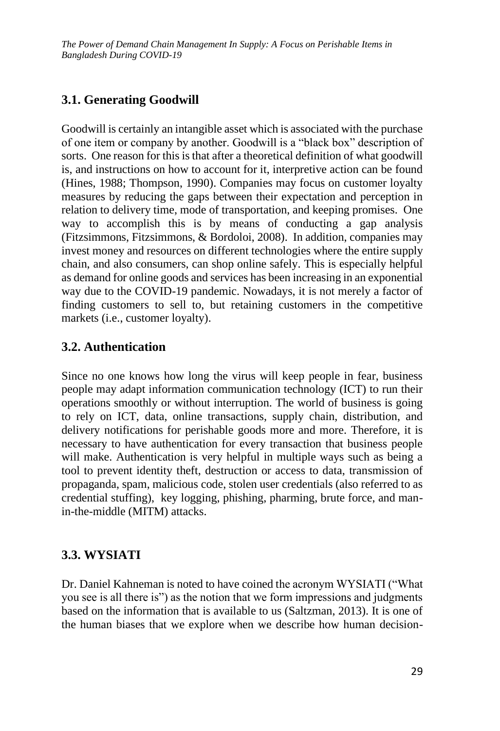## 3.1. Generating Goodwill

Goodwill is certainly an intangible asset which is associated with the purchase of one item or company by another. Goodwill is a "black box" description of sorts. One reason for this is that after a theoretical definition of what goodwill is, and instructions on how to account for it, interpretive action can be found (Hines, 1988; Thompson, 1990). Companies may focus on customer loyalty measures by reducing the gaps between their expectation and perception in relation to delivery time, mode of transportation, and keeping promises. One way to accomplish this is by means of conducting a gap analysis (Fitzsimmons, Fitzsimmons, & Bordoloi, 2008). In addition, companies may invest money and resources on different technologies where the entire supply chain, and also consumers, can shop online safely. This is especially helpful as demand for online goods and services has been increasing in an exponential way due to the COVID-19 pandemic. Nowadays, it is not merely a factor of finding customers to sell to, but retaining customers in the competitive markets (i.e., customer loyalty).

## 3.2. Authentication

Since no one knows how long the virus will keep people in fear, business people may adapt information communication technology (ICT) to run their operations smoothly or without interruption. The world of business is going to rely on ICT, data, online transactions, supply chain, distribution, and delivery notifications for perishable goods more and more. Therefore, it is necessary to have authentication for every transaction that business people will make. Authentication is very helpful in multiple ways such as being a tool to prevent identity theft, destruction or access to data, transmission of propaganda, spam, malicious code, stolen user credentials (also referred to as credential stuffing), key logging, phishing, pharming, brute force, and man-in-the-middle (MITM) attacks.

## 3.3. WYSIATI

Dr. Daniel Kahneman is noted to have coined the acronym WYSIATI ("What you see is all there is") as the notion that we form impressions and judgments based on the information that is available to us (Saltzman, 2013). It is one of the human biases that we explore when we describe how human decision-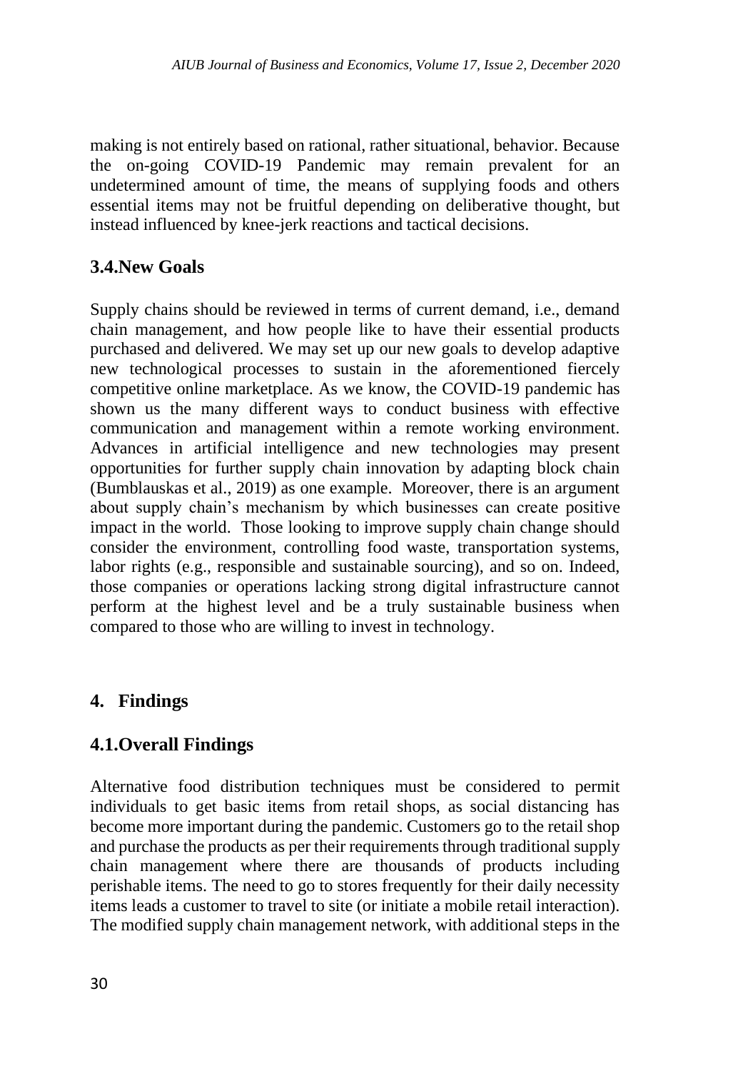making is not entirely based on rational, rather situational, behavior. Because the on-going COVID-19 Pandemic may remain prevalent for an undetermined amount of time, the means of supplying foods and others essential items may not be fruitful depending on deliberative thought, but instead influenced by knee-jerk reactions and tactical decisions.

### 3.4.New Goals

Supply chains should be reviewed in terms of current demand, i.e., demand chain management, and how people like to have their essential products purchased and delivered. We may set up our new goals to develop adaptive new technological processes to sustain in the aforementioned fiercely competitive online marketplace. As we know, the COVID-19 pandemic has shown us the many different ways to conduct business with effective communication and management within a remote working environment. Advances in artificial intelligence and new technologies may present opportunities for further supply chain innovation by adapting block chain (Bumblauskas et al., 2019) as one example. Moreover, there is an argument about supply chain's mechanism by which businesses can create positive impact in the world. Those looking to improve supply chain change should consider the environment, controlling food waste, transportation systems, labor rights (e.g., responsible and sustainable sourcing), and so on. Indeed, those companies or operations lacking strong digital infrastructure cannot perform at the highest level and be a truly sustainable business when compared to those who are willing to invest in technology.

## 4. Findings

### 4.1.Overall Findings

Alternative food distribution techniques must be considered to permit individuals to get basic items from retail shops, as social distancing has become more important during the pandemic. Customers go to the retail shop and purchase the products as per their requirements through traditional supply chain management where there are thousands of products including perishable items. The need to go to stores frequently for their daily necessity items leads a customer to travel to site (or initiate a mobile retail interaction). The modified supply chain management network, with additional steps in the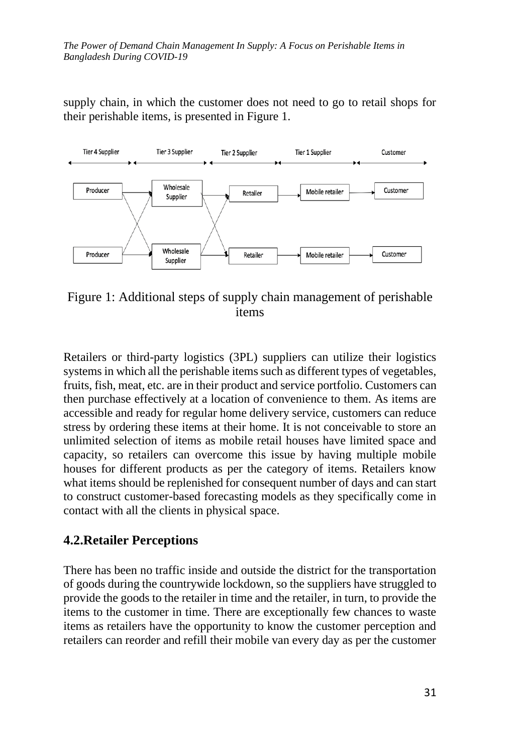supply chain, in which the customer does not need to go to retail shops for their perishable items, is presented in Figure 1.

Figure 1: Additional steps of supply chain management of perishable items

Retailers or third-party logistics (3PL) suppliers can utilize their logistics systems in which all the perishable items such as different types of vegetables, fruits, fish, meat, etc. are in their product and service portfolio. Customers can then purchase effectively at a location of convenience to them. As items are accessible and ready for regular home delivery service, customers can reduce stress by ordering these items at their home. It is not conceivable to store an unlimited selection of items as mobile retail houses have limited space and capacity, so retailers can overcome this issue by having multiple mobile houses for different products as per the category of items. Retailers know what items should be replenished for consequent number of days and can start to construct customer-based forecasting models as they specifically come in contact with all the clients in physical space.

## 4.2.Retailer Perceptions

There has been no traffic inside and outside the district for the transportation of goods during the countrywide lockdown, so the suppliers have struggled to provide the goods to the retailer in time and the retailer, in turn, to provide the items to the customer in time. There are exceptionally few chances to waste items as retailers have the opportunity to know the customer perception and retailers can reorder and refill their mobile van every day as per the customer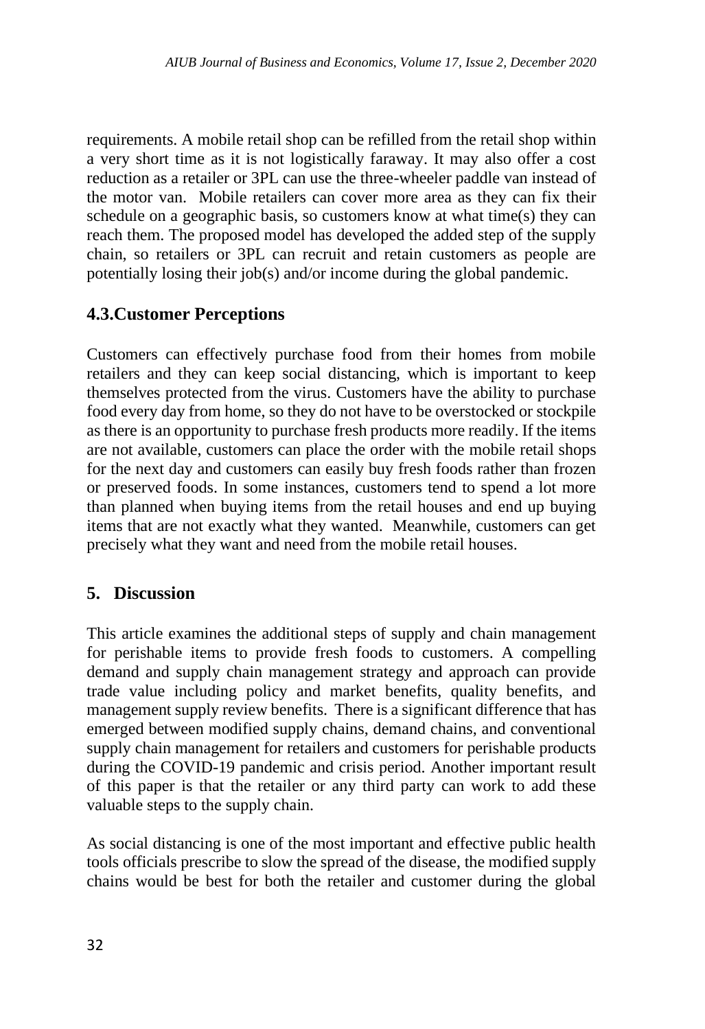requirements. A mobile retail shop can be refilled from the retail shop within a very short time as it is not logistically faraway. It may also offer a cost reduction as a retailer or 3PL can use the three-wheeler paddle van instead of the motor van. Mobile retailers can cover more area as they can fix their schedule on a geographic basis, so customers know at what time(s) they can reach them. The proposed model has developed the added step of the supply chain, so retailers or 3PL can recruit and retain customers as people are potentially losing their job(s) and/or income during the global pandemic.

## 4.3.Customer Perceptions

Customers can effectively purchase food from their homes from mobile retailers and they can keep social distancing, which is important to keep themselves protected from the virus. Customers have the ability to purchase food every day from home, so they do not have to be overstocked or stockpile as there is an opportunity to purchase fresh products more readily. If the items are not available, customers can place the order with the mobile retail shops for the next day and customers can easily buy fresh foods rather than frozen or preserved foods. In some instances, customers tend to spend a lot more than planned when buying items from the retail houses and end up buying items that are not exactly what they wanted. Meanwhile, customers can get precisely what they want and need from the mobile retail houses.

# 5. Discussion

This article examines the additional steps of supply and chain management for perishable items to provide fresh foods to customers. A compelling demand and supply chain management strategy and approach can provide trade value including policy and market benefits, quality benefits, and management supply review benefits. There is a significant difference that has emerged between modified supply chains, demand chains, and conventional supply chain management for retailers and customers for perishable products during the COVID-19 pandemic and crisis period. Another important result of this paper is that the retailer or any third party can work to add these valuable steps to the supply chain.

As social distancing is one of the most important and effective public health tools officials prescribe to slow the spread of the disease, the modified supply chains would be best for both the retailer and customer during the global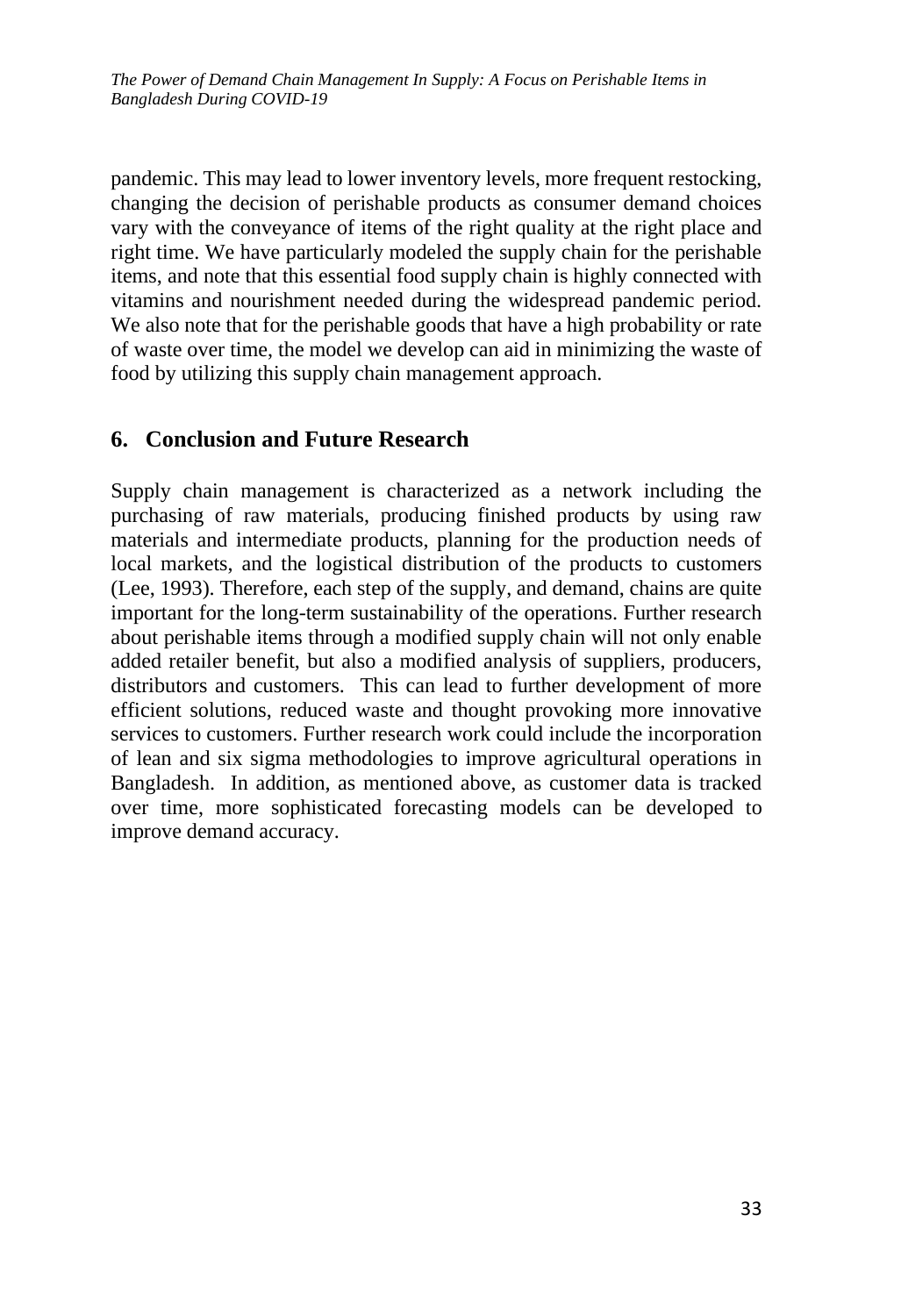pandemic. This may lead to lower inventory levels, more frequent restocking, changing the decision of perishable products as consumer demand choices vary with the conveyance of items of the right quality at the right place and right time. We have particularly modeled the supply chain for the perishable items, and note that this essential food supply chain is highly connected with vitamins and nourishment needed during the widespread pandemic period. We also note that for the perishable goods that have a high probability or rate of waste over time, the model we develop can aid in minimizing the waste of food by utilizing this supply chain management approach.

## 6. Conclusion and Future Research

Supply chain management is characterized as a network including the purchasing of raw materials, producing finished products by using raw materials and intermediate products, planning for the production needs of local markets, and the logistical distribution of the products to customers (Lee, 1993). Therefore, each step of the supply, and demand, chains are quite important for the long-term sustainability of the operations. Further research about perishable items through a modified supply chain will not only enable added retailer benefit, but also a modified analysis of suppliers, producers, distributors and customers. This can lead to further development of more efficient solutions, reduced waste and thought provoking more innovative services to customers. Further research work could include the incorporation of lean and six sigma methodologies to improve agricultural operations in Bangladesh. In addition, as mentioned above, as customer data is tracked over time, more sophisticated forecasting models can be developed to improve demand accuracy.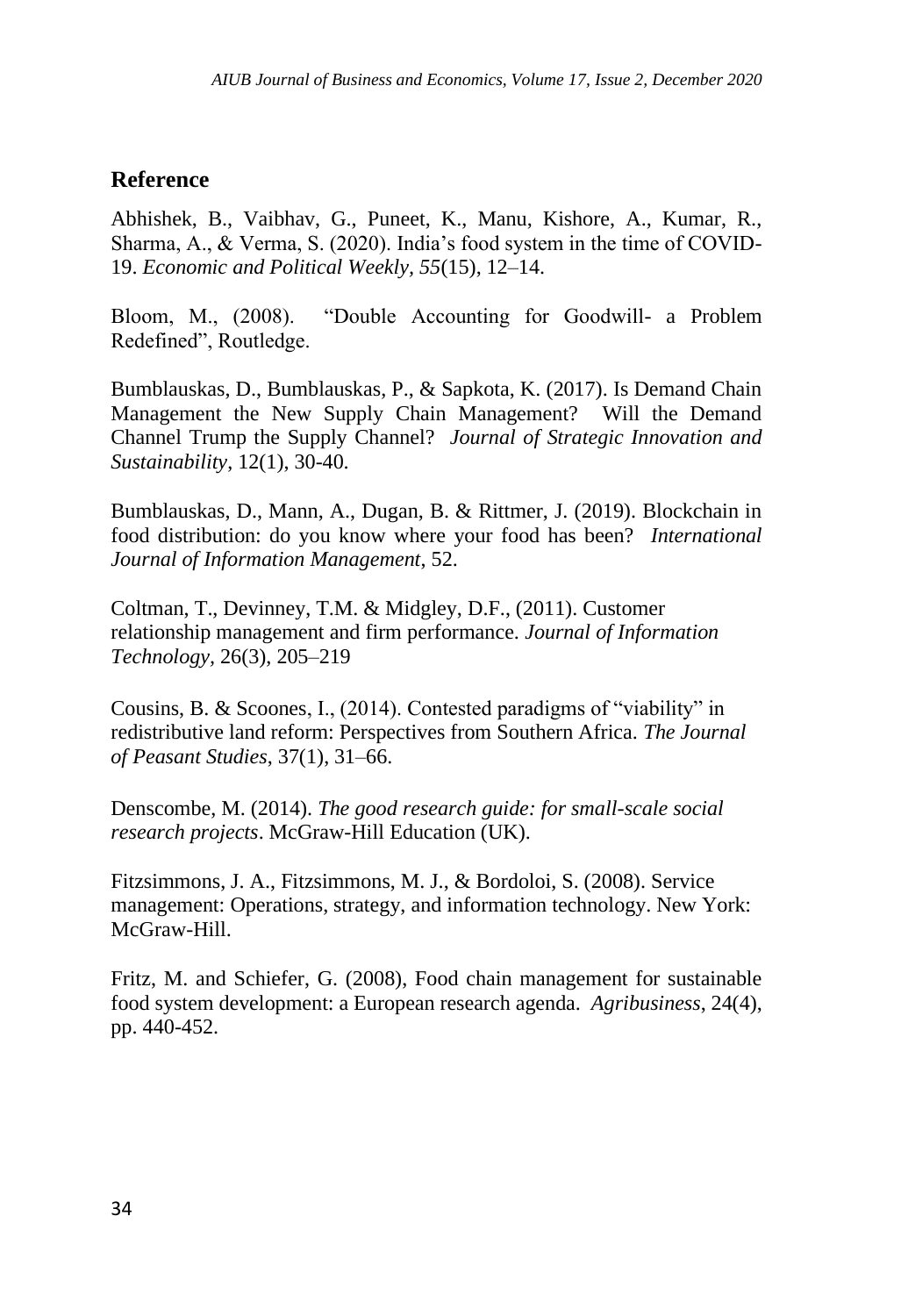## Reference

Abhishek, B., Vaibhav, G., Puneet, K., Manu, Kishore, A., Kumar, R., Sharma, A., & Verma, S. (2020). India's food system in the time of COVID-19. *Economic and Political Weekly, 55*(15), 12–14.

Bloom, M., (2008). "Double Accounting for Goodwill- a Problem Redefined", Routledge.

Bumblauskas, D., Bumblauskas, P., & Sapkota, K. (2017). Is Demand Chain Management the New Supply Chain Management? Will the Demand Channel Trump the Supply Channel? *Journal of Strategic Innovation and Sustainability*, 12(1), 30-40.

Bumblauskas, D., Mann, A., Dugan, B. & Rittmer, J. (2019). Blockchain in food distribution: do you know where your food has been? *International Journal of Information Management*, 52.

Coltman, T., Devinney, T.M. & Midgley, D.F., (2011). Customer relationship management and firm performance. *Journal of Information Technology*, 26(3), 205–219

Cousins, B. & Scoones, I., (2014). Contested paradigms of "viability" in redistributive land reform: Perspectives from Southern Africa. *The Journal of Peasant Studies*, 37(1), 31–66.

Denscombe, M. (2014). *The good research guide: for small-scale social research projects*. McGraw-Hill Education (UK).

Fitzsimmons, J. A., Fitzsimmons, M. J., & Bordoloi, S. (2008). Service management: Operations, strategy, and information technology. New York: McGraw-Hill.

Fritz, M. and Schiefer, G. (2008), Food chain management for sustainable food system development: a European research agenda. *Agribusiness*, 24(4), pp. 440-452.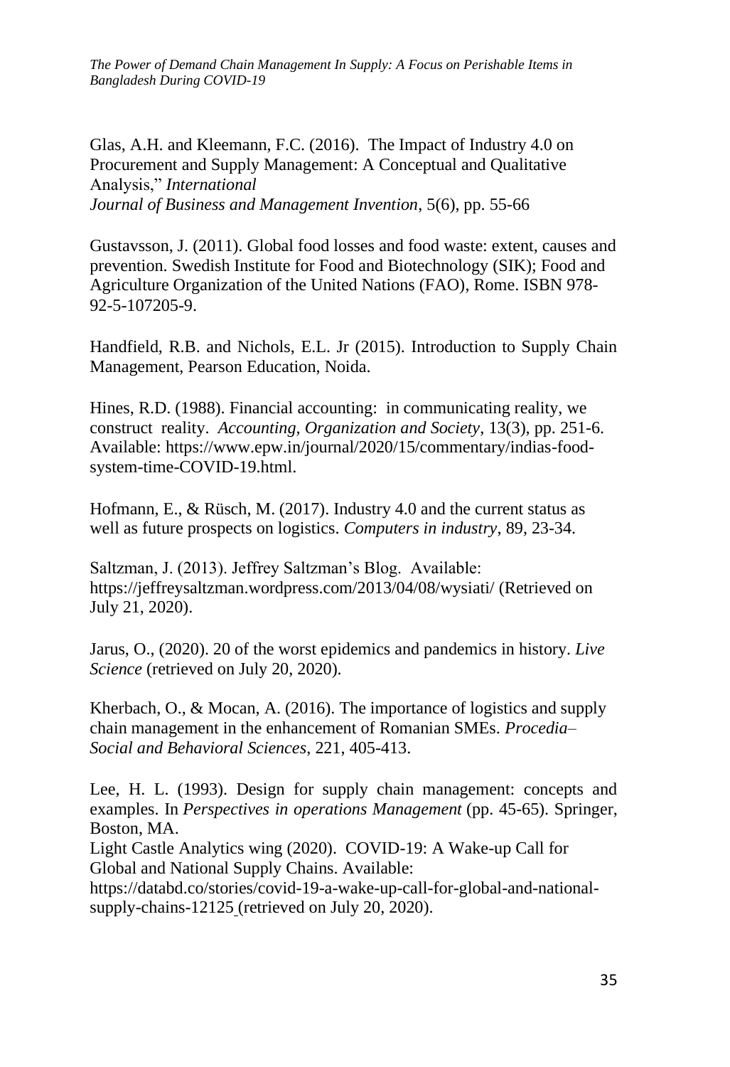Glas, A.H. and Kleemann, F.C. (2016). The Impact of Industry 4.0 on Procurement and Supply Management: A Conceptual and Qualitative Analysis," *International Journal of Business and Management Invention*, 5(6), pp. 55-66

Gustavsson, J. (2011). Global food losses and food waste: extent, causes and prevention. Swedish Institute for Food and Biotechnology (SIK); Food and Agriculture Organization of the United Nations (FAO), Rome. ISBN 978-92-5-107205-9.

Handfield, R.B. and Nichols, E.L. Jr (2015). Introduction to Supply Chain Management, Pearson Education, Noida.

Hines, R.D. (1988). Financial accounting: in communicating reality, we construct reality. *Accounting, Organization and Society*, 13(3), pp. 251-6. Available: https://www.epw.in/journal/2020/15/commentary/indias-food-system-time-COVID-19.html.

Hofmann, E., & Rüsch, M. (2017). Industry 4.0 and the current status as well as future prospects on logistics. *Computers in industry*, 89, 23-34.

Saltzman, J. (2013). Jeffrey Saltzman's Blog. Available: https://jeffreysaltzman.wordpress.com/2013/04/08/wysiati/ (Retrieved on July 21, 2020).

Jarus, O., (2020). 20 of the worst epidemics and pandemics in history. *Live Science* (retrieved on July 20, 2020).

Kherbach, O., & Mocan, A. (2016). The importance of logistics and supply chain management in the enhancement of Romanian SMEs. *Procedia– Social and Behavioral Sciences*, 221, 405-413.

Lee, H. L. (1993). Design for supply chain management: concepts and examples. In *Perspectives in operations Management* (pp. 45-65). Springer, Boston, MA.

Light Castle Analytics wing (2020). COVID-19: A Wake-up Call for Global and National Supply Chains. Available: https://databd.co/stories/covid-19-a-wake-up-call-for-global-and-national-supply-chains-12125 (retrieved on July 20, 2020).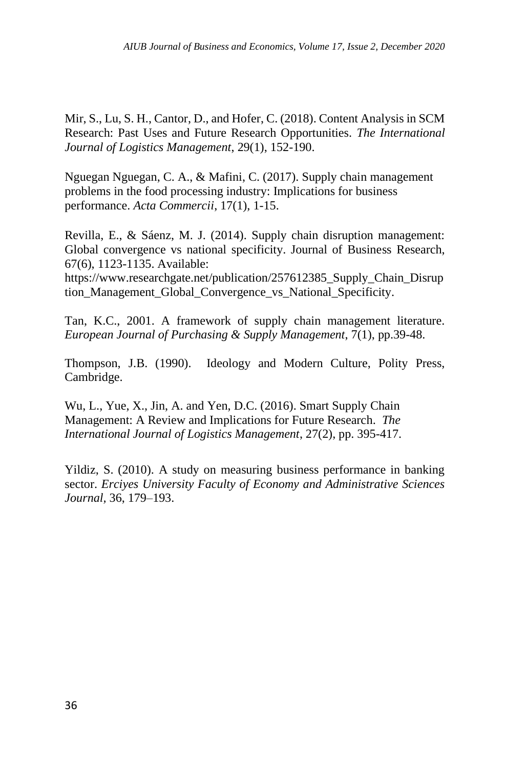Mir, S., Lu, S. H., Cantor, D., and Hofer, C. (2018). Content Analysis in SCM Research: Past Uses and Future Research Opportunities. *The International Journal of Logistics Management*, 29(1), 152-190.

Nguegan Nguegan, C. A., & Mafini, C. (2017). Supply chain management problems in the food processing industry: Implications for business performance. *Acta Commercii*, 17(1), 1-15.

Revilla, E., & Sáenz, M. J. (2014). Supply chain disruption management: Global convergence vs national specificity. Journal of Business Research, 67(6), 1123-1135. Available: https://www.researchgate.net/publication/257612385_Supply_Chain_Disruption_Management_Global_Convergence_vs_National_Specificity.

Tan, K.C., 2001. A framework of supply chain management literature. *European Journal of Purchasing & Supply Management*, 7(1), pp.39-48.

Thompson, J.B. (1990). Ideology and Modern Culture, Polity Press, Cambridge.

Wu, L., Yue, X., Jin, A. and Yen, D.C. (2016). Smart Supply Chain Management: A Review and Implications for Future Research. *The International Journal of Logistics Management*, 27(2), pp. 395-417.

Yildiz, S. (2010). A study on measuring business performance in banking sector. *Erciyes University Faculty of Economy and Administrative Sciences Journal*, 36, 179–193.